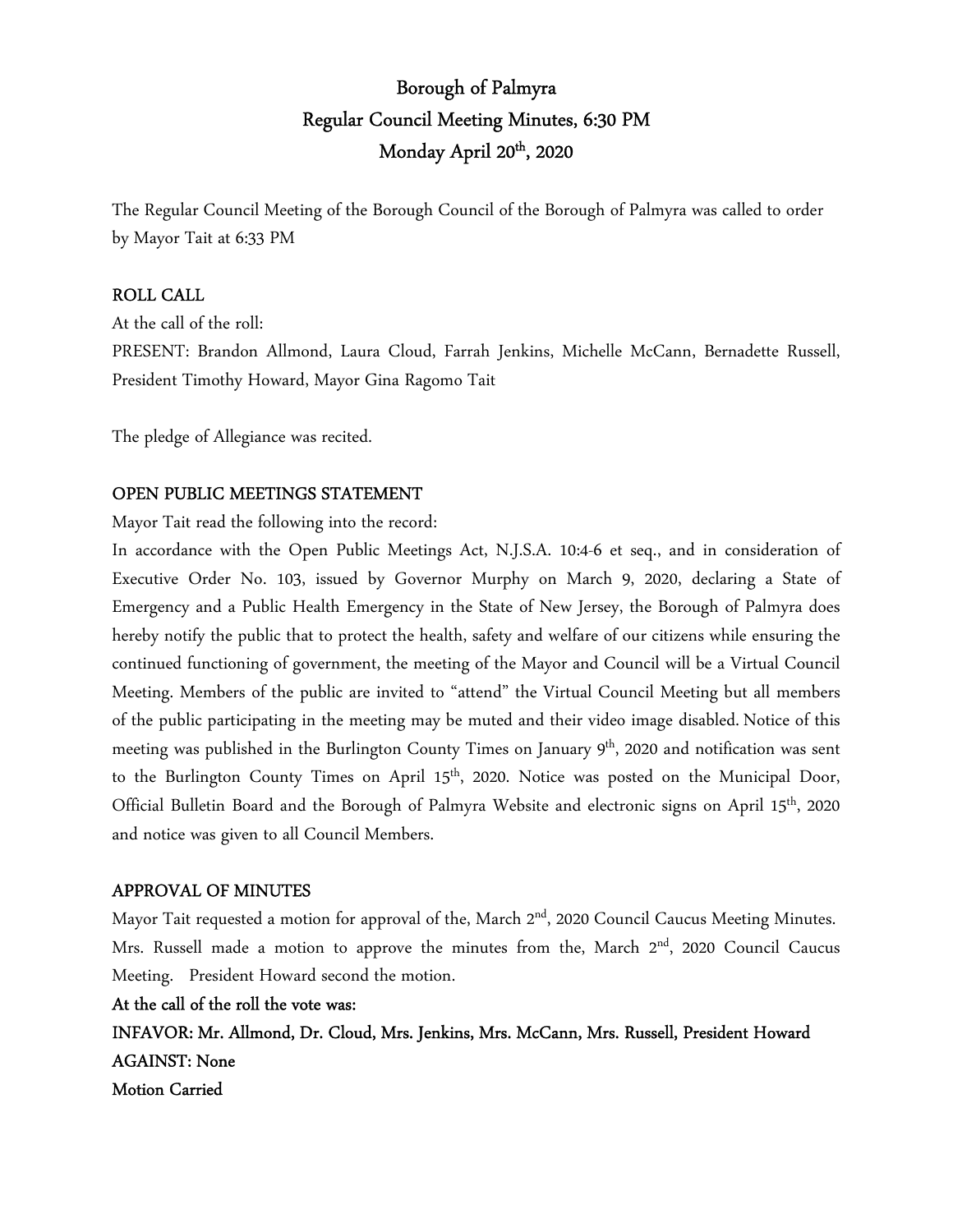# Borough of Palmyra
## Regular Council Meeting Minutes, 6:30 PM
## Monday April 20th, 2020

The Regular Council Meeting of the Borough Council of the Borough of Palmyra was called to order by Mayor Tait at 6:33 PM

**ROLL CALL**

At the call of the roll:

PRESENT: Brandon Allmond, Laura Cloud, Farrah Jenkins, Michelle McCann, Bernadette Russell, President Timothy Howard, Mayor Gina Ragomo Tait

The pledge of Allegiance was recited.

**OPEN PUBLIC MEETINGS STATEMENT**

Mayor Tait read the following into the record:

In accordance with the Open Public Meetings Act, N.J.S.A. 10:4-6 et seq., and in consideration of Executive Order No. 103, issued by Governor Murphy on March 9, 2020, declaring a State of Emergency and a Public Health Emergency in the State of New Jersey, the Borough of Palmyra does hereby notify the public that to protect the health, safety and welfare of our citizens while ensuring the continued functioning of government, the meeting of the Mayor and Council will be a Virtual Council Meeting. Members of the public are invited to "attend" the Virtual Council Meeting but all members of the public participating in the meeting may be muted and their video image disabled. Notice of this meeting was published in the Burlington County Times on January 9th, 2020 and notification was sent to the Burlington County Times on April 15th, 2020. Notice was posted on the Municipal Door, Official Bulletin Board and the Borough of Palmyra Website and electronic signs on April 15th, 2020 and notice was given to all Council Members.

**APPROVAL OF MINUTES**

Mayor Tait requested a motion for approval of the, March 2nd, 2020 Council Caucus Meeting Minutes. Mrs. Russell made a motion to approve the minutes from the, March 2nd, 2020 Council Caucus Meeting. President Howard second the motion.

**At the call of the roll the vote was:**

**INFAVOR: Mr. Allmond, Dr. Cloud, Mrs. Jenkins, Mrs. McCann, Mrs. Russell, President Howard**

**AGAINST: None**

**Motion Carried**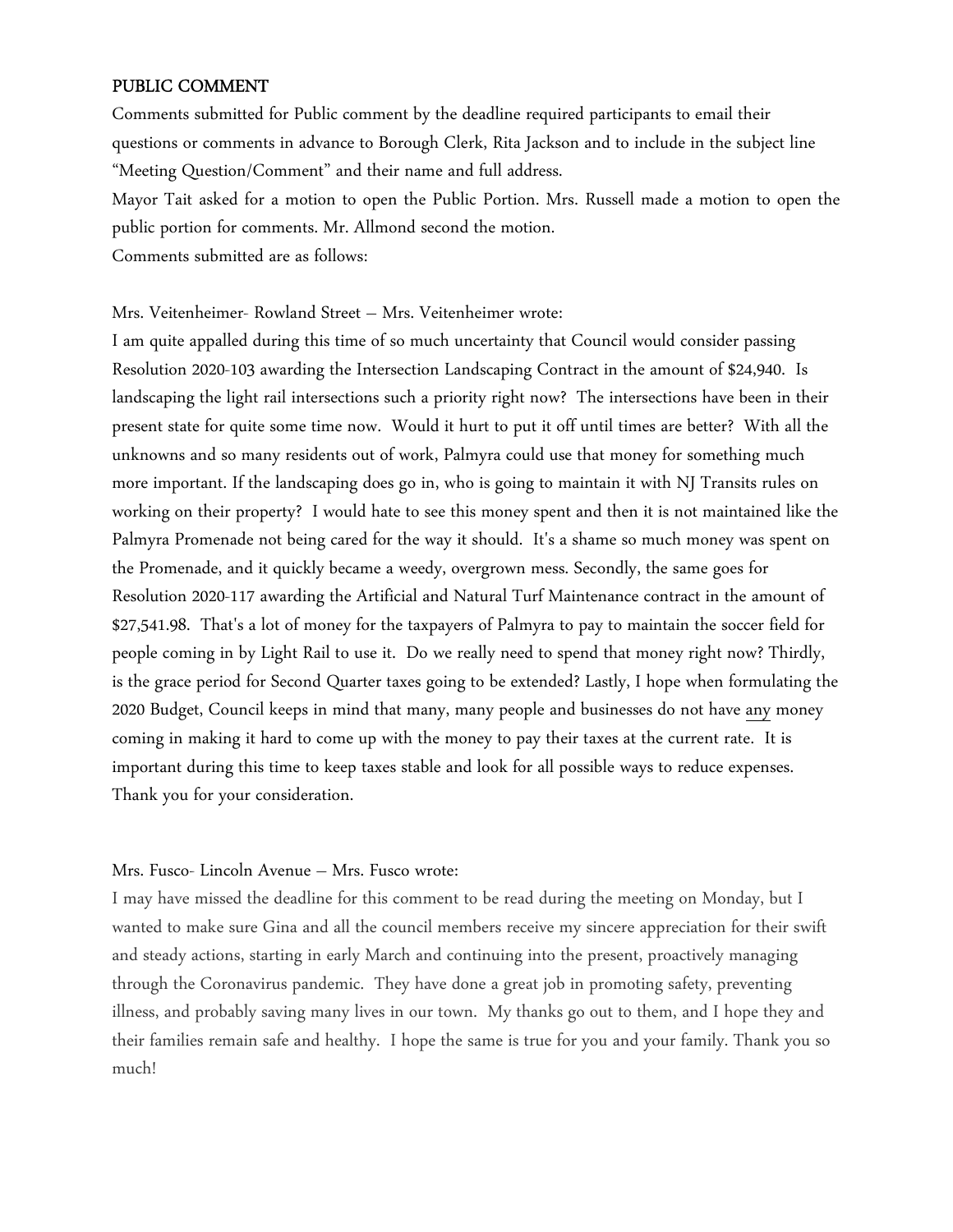## PUBLIC COMMENT

Comments submitted for Public comment by the deadline required participants to email their questions or comments in advance to Borough Clerk, Rita Jackson and to include in the subject line "Meeting Question/Comment" and their name and full address.

Mayor Tait asked for a motion to open the Public Portion. Mrs. Russell made a motion to open the public portion for comments. Mr. Allmond second the motion.

Comments submitted are as follows:

Mrs. Veitenheimer- Rowland Street – Mrs. Veitenheimer wrote:

I am quite appalled during this time of so much uncertainty that Council would consider passing Resolution 2020-103 awarding the Intersection Landscaping Contract in the amount of $24,940. Is landscaping the light rail intersections such a priority right now? The intersections have been in their present state for quite some time now. Would it hurt to put it off until times are better? With all the unknowns and so many residents out of work, Palmyra could use that money for something much more important. If the landscaping does go in, who is going to maintain it with NJ Transits rules on working on their property? I would hate to see this money spent and then it is not maintained like the Palmyra Promenade not being cared for the way it should. It's a shame so much money was spent on the Promenade, and it quickly became a weedy, overgrown mess. Secondly, the same goes for Resolution 2020-117 awarding the Artificial and Natural Turf Maintenance contract in the amount of $27,541.98. That's a lot of money for the taxpayers of Palmyra to pay to maintain the soccer field for people coming in by Light Rail to use it. Do we really need to spend that money right now? Thirdly, is the grace period for Second Quarter taxes going to be extended? Lastly, I hope when formulating the 2020 Budget, Council keeps in mind that many, many people and businesses do not have <u>any</u> money coming in making it hard to come up with the money to pay their taxes at the current rate. It is important during this time to keep taxes stable and look for all possible ways to reduce expenses. Thank you for your consideration.

Mrs. Fusco- Lincoln Avenue – Mrs. Fusco wrote:

I may have missed the deadline for this comment to be read during the meeting on Monday, but I wanted to make sure Gina and all the council members receive my sincere appreciation for their swift and steady actions, starting in early March and continuing into the present, proactively managing through the Coronavirus pandemic. They have done a great job in promoting safety, preventing illness, and probably saving many lives in our town. My thanks go out to them, and I hope they and their families remain safe and healthy. I hope the same is true for you and your family. Thank you so much!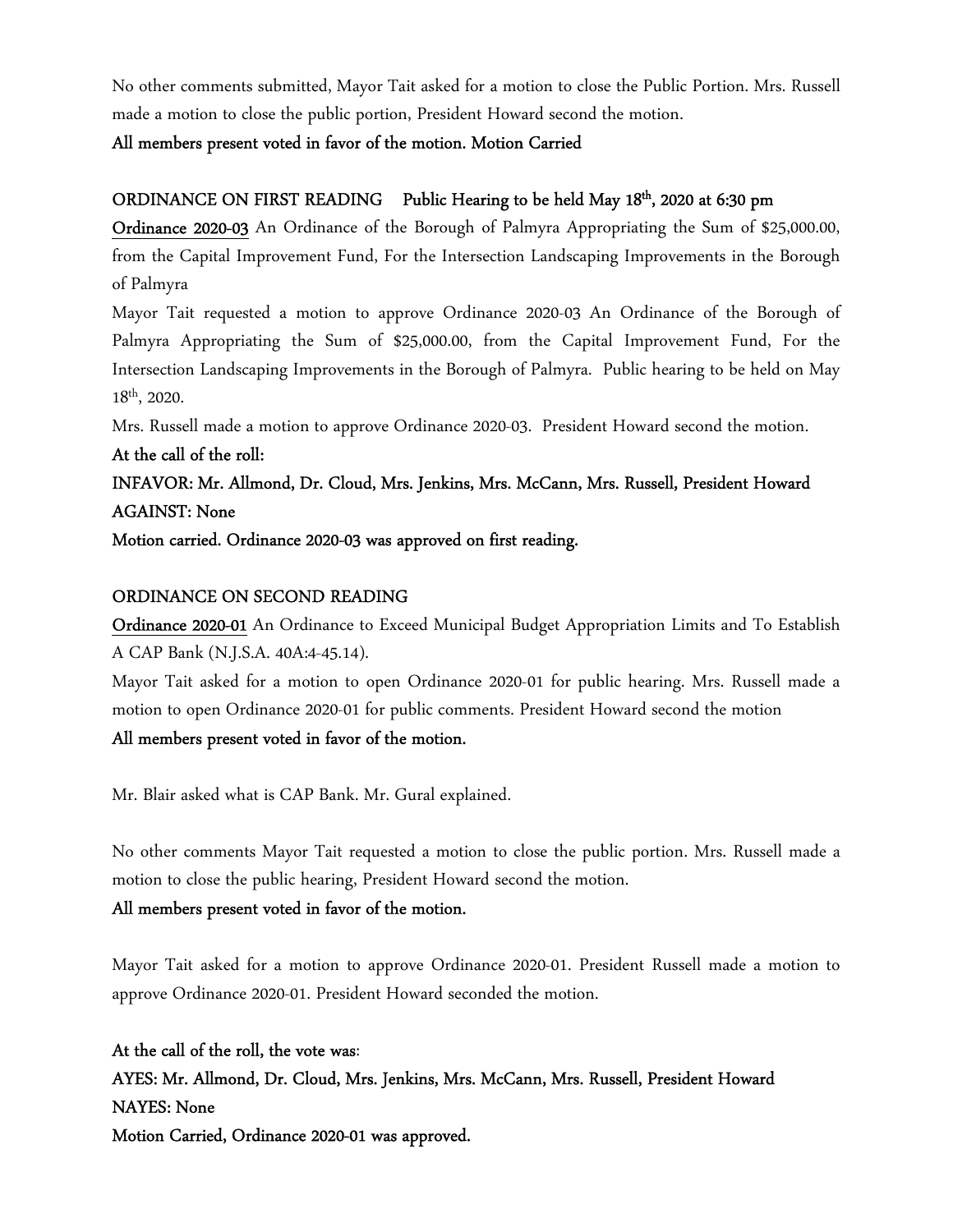No other comments submitted, Mayor Tait asked for a motion to close the Public Portion. Mrs. Russell made a motion to close the public portion, President Howard second the motion.

**All members present voted in favor of the motion. Motion Carried**

**ORDINANCE ON FIRST READING Public Hearing to be held May 18th, 2020 at 6:30 pm**

**Ordinance 2020-03** An Ordinance of the Borough of Palmyra Appropriating the Sum of $25,000.00, from the Capital Improvement Fund, For the Intersection Landscaping Improvements in the Borough of Palmyra

Mayor Tait requested a motion to approve Ordinance 2020-03 An Ordinance of the Borough of Palmyra Appropriating the Sum of $25,000.00, from the Capital Improvement Fund, For the Intersection Landscaping Improvements in the Borough of Palmyra. Public hearing to be held on May 18th, 2020.

Mrs. Russell made a motion to approve Ordinance 2020-03. President Howard second the motion.

**At the call of the roll:**

**INFAVOR: Mr. Allmond, Dr. Cloud, Mrs. Jenkins, Mrs. McCann, Mrs. Russell, President Howard**

**AGAINST: None**

**Motion carried. Ordinance 2020-03 was approved on first reading.**

**ORDINANCE ON SECOND READING**

**Ordinance 2020-01** An Ordinance to Exceed Municipal Budget Appropriation Limits and To Establish A CAP Bank (N.J.S.A. 40A:4-45.14).

Mayor Tait asked for a motion to open Ordinance 2020-01 for public hearing. Mrs. Russell made a motion to open Ordinance 2020-01 for public comments. President Howard second the motion

**All members present voted in favor of the motion.**

Mr. Blair asked what is CAP Bank. Mr. Gural explained.

No other comments Mayor Tait requested a motion to close the public portion. Mrs. Russell made a motion to close the public hearing, President Howard second the motion.

**All members present voted in favor of the motion.**

Mayor Tait asked for a motion to approve Ordinance 2020-01. President Russell made a motion to approve Ordinance 2020-01. President Howard seconded the motion.

**At the call of the roll, the vote was:**

**AYES: Mr. Allmond, Dr. Cloud, Mrs. Jenkins, Mrs. McCann, Mrs. Russell, President Howard**

**NAYES: None**

**Motion Carried, Ordinance 2020-01 was approved.**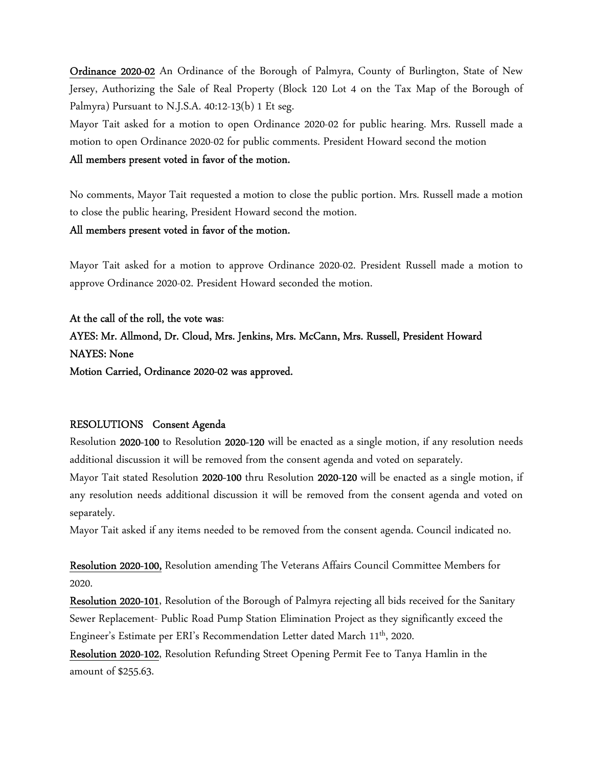**Ordinance 2020-02** An Ordinance of the Borough of Palmyra, County of Burlington, State of New Jersey, Authorizing the Sale of Real Property (Block 120 Lot 4 on the Tax Map of the Borough of Palmyra) Pursuant to N.J.S.A. 40:12-13(b) 1 Et seg.

Mayor Tait asked for a motion to open Ordinance 2020-02 for public hearing. Mrs. Russell made a motion to open Ordinance 2020-02 for public comments. President Howard second the motion

**All members present voted in favor of the motion.**

No comments, Mayor Tait requested a motion to close the public portion. Mrs. Russell made a motion to close the public hearing, President Howard second the motion.

**All members present voted in favor of the motion.**

Mayor Tait asked for a motion to approve Ordinance 2020-02. President Russell made a motion to approve Ordinance 2020-02. President Howard seconded the motion.

**At the call of the roll, the vote was**:

**AYES: Mr. Allmond, Dr. Cloud, Mrs. Jenkins, Mrs. McCann, Mrs. Russell, President Howard**

**NAYES: None**

**Motion Carried, Ordinance 2020-02 was approved.**

## RESOLUTIONS Consent Agenda

Resolution **2020-100** to Resolution **2020-120** will be enacted as a single motion, if any resolution needs additional discussion it will be removed from the consent agenda and voted on separately.

Mayor Tait stated Resolution **2020-100** thru Resolution **2020-120** will be enacted as a single motion, if any resolution needs additional discussion it will be removed from the consent agenda and voted on separately.

Mayor Tait asked if any items needed to be removed from the consent agenda. Council indicated no.

**Resolution 2020-100,** Resolution amending The Veterans Affairs Council Committee Members for 2020.

**Resolution 2020-101**, Resolution of the Borough of Palmyra rejecting all bids received for the Sanitary Sewer Replacement- Public Road Pump Station Elimination Project as they significantly exceed the Engineer's Estimate per ERI's Recommendation Letter dated March 11th, 2020.

**Resolution 2020-102**, Resolution Refunding Street Opening Permit Fee to Tanya Hamlin in the amount of $255.63.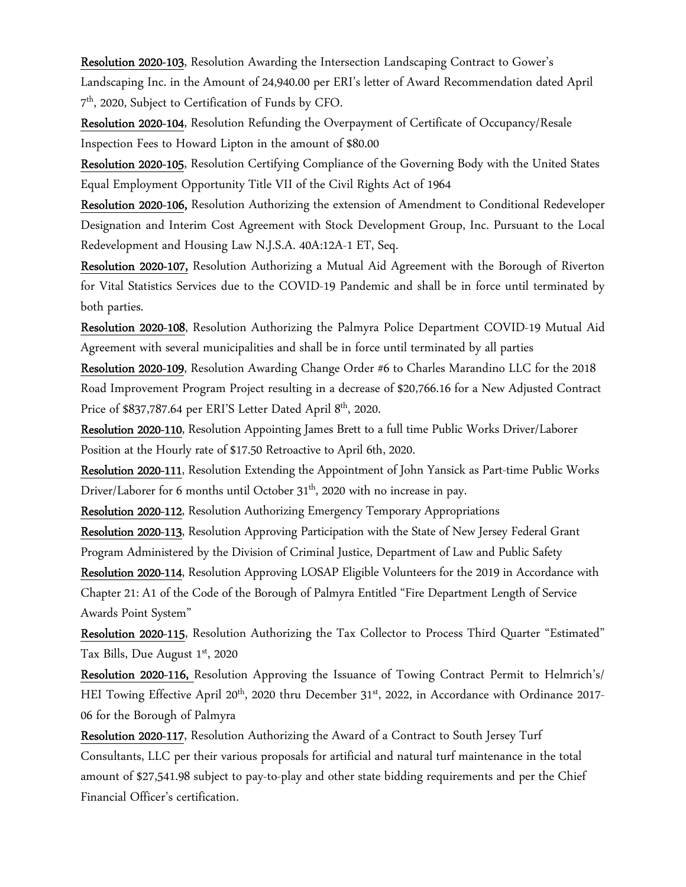**<u>Resolution 2020-103</u>**, Resolution Awarding the Intersection Landscaping Contract to Gower's Landscaping Inc. in the Amount of 24,940.00 per ERI's letter of Award Recommendation dated April 7th, 2020, Subject to Certification of Funds by CFO.

**<u>Resolution 2020-104</u>**, Resolution Refunding the Overpayment of Certificate of Occupancy/Resale Inspection Fees to Howard Lipton in the amount of $80.00

**<u>Resolution 2020-105</u>**, Resolution Certifying Compliance of the Governing Body with the United States Equal Employment Opportunity Title VII of the Civil Rights Act of 1964

**<u>Resolution 2020-106,</u>** Resolution Authorizing the extension of Amendment to Conditional Redeveloper Designation and Interim Cost Agreement with Stock Development Group, Inc. Pursuant to the Local Redevelopment and Housing Law N.J.S.A. 40A:12A-1 ET, Seq.

**<u>Resolution 2020-107,</u>** Resolution Authorizing a Mutual Aid Agreement with the Borough of Riverton for Vital Statistics Services due to the COVID-19 Pandemic and shall be in force until terminated by both parties.

**<u>Resolution 2020-108</u>**, Resolution Authorizing the Palmyra Police Department COVID-19 Mutual Aid Agreement with several municipalities and shall be in force until terminated by all parties

**<u>Resolution 2020-109</u>**, Resolution Awarding Change Order #6 to Charles Marandino LLC for the 2018 Road Improvement Program Project resulting in a decrease of $20,766.16 for a New Adjusted Contract Price of $837,787.64 per ERI'S Letter Dated April 8th, 2020.

**<u>Resolution 2020-110</u>**, Resolution Appointing James Brett to a full time Public Works Driver/Laborer Position at the Hourly rate of $17.50 Retroactive to April 6th, 2020.

**<u>Resolution 2020-111</u>**, Resolution Extending the Appointment of John Yansick as Part-time Public Works Driver/Laborer for 6 months until October 31th, 2020 with no increase in pay.

**<u>Resolution 2020-112</u>**, Resolution Authorizing Emergency Temporary Appropriations

**<u>Resolution 2020-113</u>**, Resolution Approving Participation with the State of New Jersey Federal Grant Program Administered by the Division of Criminal Justice, Department of Law and Public Safety

**<u>Resolution 2020-114</u>**, Resolution Approving LOSAP Eligible Volunteers for the 2019 in Accordance with Chapter 21: A1 of the Code of the Borough of Palmyra Entitled "Fire Department Length of Service Awards Point System"

**<u>Resolution 2020-115</u>**, Resolution Authorizing the Tax Collector to Process Third Quarter "Estimated" Tax Bills, Due August 1st, 2020

**<u>Resolution 2020-116,</u>** Resolution Approving the Issuance of Towing Contract Permit to Helmrich's/ HEI Towing Effective April 20th, 2020 thru December 31st, 2022, in Accordance with Ordinance 2017-06 for the Borough of Palmyra

**<u>Resolution 2020-117</u>**, Resolution Authorizing the Award of a Contract to South Jersey Turf Consultants, LLC per their various proposals for artificial and natural turf maintenance in the total amount of $27,541.98 subject to pay-to-play and other state bidding requirements and per the Chief Financial Officer's certification.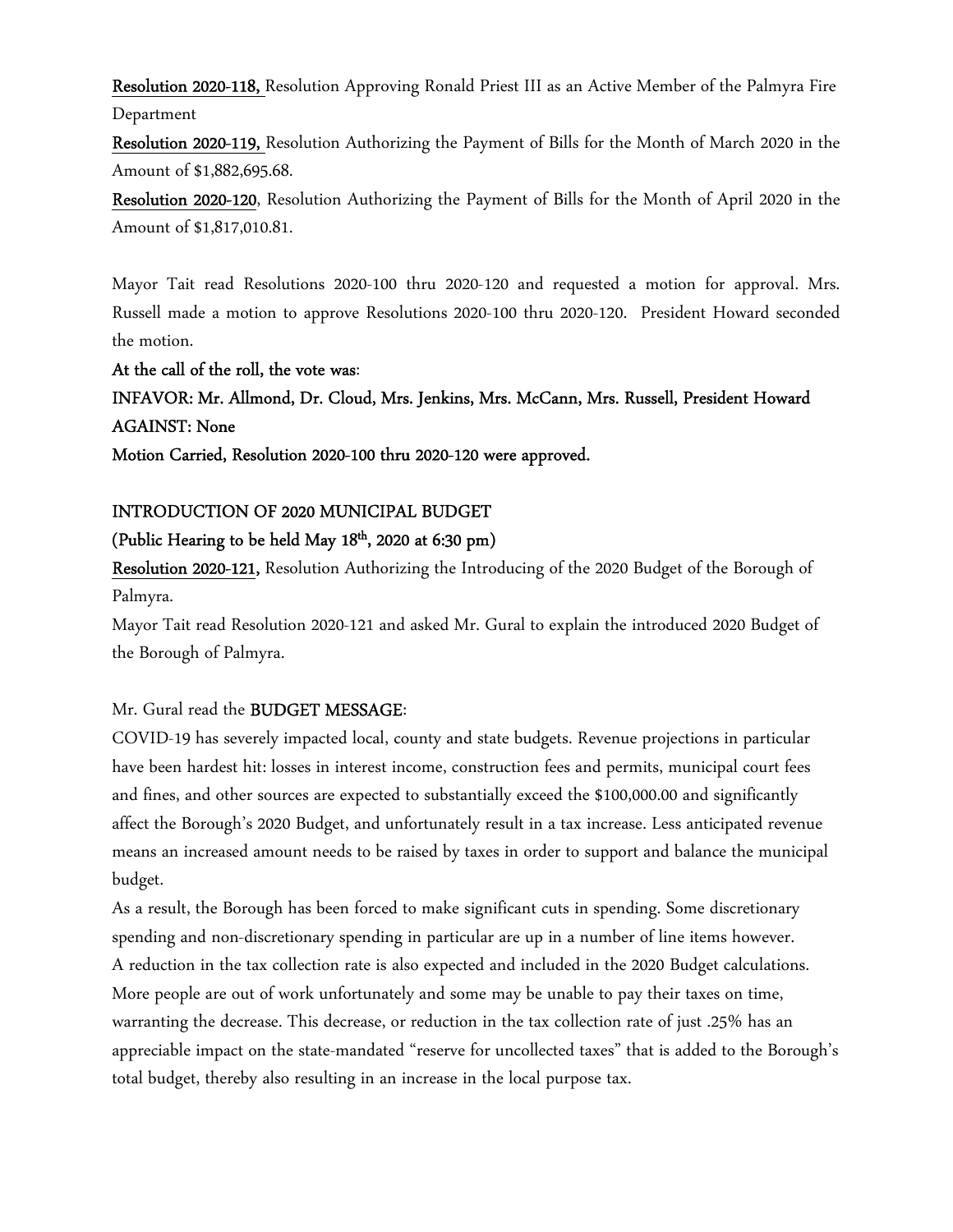**Resolution 2020-118,** Resolution Approving Ronald Priest III as an Active Member of the Palmyra Fire Department

**Resolution 2020-119,** Resolution Authorizing the Payment of Bills for the Month of March 2020 in the Amount of $1,882,695.68.

**Resolution 2020-120**, Resolution Authorizing the Payment of Bills for the Month of April 2020 in the Amount of $1,817,010.81.

Mayor Tait read Resolutions 2020-100 thru 2020-120 and requested a motion for approval. Mrs. Russell made a motion to approve Resolutions 2020-100 thru 2020-120. President Howard seconded the motion.

**At the call of the roll, the vote was:**

**INFAVOR: Mr. Allmond, Dr. Cloud, Mrs. Jenkins, Mrs. McCann, Mrs. Russell, President Howard**

**AGAINST: None**

**Motion Carried, Resolution 2020-100 thru 2020-120 were approved.**

INTRODUCTION OF 2020 MUNICIPAL BUDGET

**(Public Hearing to be held May 18th, 2020 at 6:30 pm)**

**Resolution 2020-121,** Resolution Authorizing the Introducing of the 2020 Budget of the Borough of Palmyra.

Mayor Tait read Resolution 2020-121 and asked Mr. Gural to explain the introduced 2020 Budget of the Borough of Palmyra.

Mr. Gural read the **BUDGET MESSAGE**:

COVID-19 has severely impacted local, county and state budgets. Revenue projections in particular have been hardest hit: losses in interest income, construction fees and permits, municipal court fees and fines, and other sources are expected to substantially exceed the $100,000.00 and significantly affect the Borough's 2020 Budget, and unfortunately result in a tax increase. Less anticipated revenue means an increased amount needs to be raised by taxes in order to support and balance the municipal budget.

As a result, the Borough has been forced to make significant cuts in spending. Some discretionary spending and non-discretionary spending in particular are up in a number of line items however. A reduction in the tax collection rate is also expected and included in the 2020 Budget calculations. More people are out of work unfortunately and some may be unable to pay their taxes on time, warranting the decrease. This decrease, or reduction in the tax collection rate of just .25% has an appreciable impact on the state-mandated "reserve for uncollected taxes" that is added to the Borough's total budget, thereby also resulting in an increase in the local purpose tax.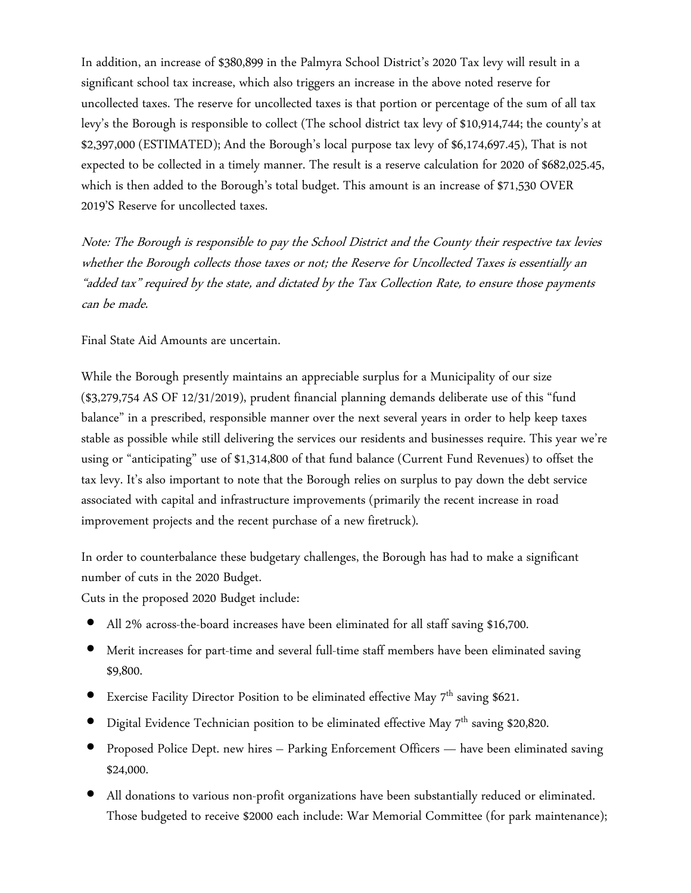In addition, an increase of $380,899 in the Palmyra School District's 2020 Tax levy will result in a significant school tax increase, which also triggers an increase in the above noted reserve for uncollected taxes. The reserve for uncollected taxes is that portion or percentage of the sum of all tax levy's the Borough is responsible to collect (The school district tax levy of $10,914,744; the county's at $2,397,000 (ESTIMATED); And the Borough's local purpose tax levy of $6,174,697.45), That is not expected to be collected in a timely manner. The result is a reserve calculation for 2020 of $682,025.45, which is then added to the Borough's total budget. This amount is an increase of $71,530 OVER 2019'S Reserve for uncollected taxes.

*Note: The Borough is responsible to pay the School District and the County their respective tax levies whether the Borough collects those taxes or not; the Reserve for Uncollected Taxes is essentially an "added tax" required by the state, and dictated by the Tax Collection Rate, to ensure those payments can be made.*

Final State Aid Amounts are uncertain.

While the Borough presently maintains an appreciable surplus for a Municipality of our size ($3,279,754 AS OF 12/31/2019), prudent financial planning demands deliberate use of this "fund balance" in a prescribed, responsible manner over the next several years in order to help keep taxes stable as possible while still delivering the services our residents and businesses require. This year we're using or "anticipating" use of $1,314,800 of that fund balance (Current Fund Revenues) to offset the tax levy. It's also important to note that the Borough relies on surplus to pay down the debt service associated with capital and infrastructure improvements (primarily the recent increase in road improvement projects and the recent purchase of a new firetruck).

In order to counterbalance these budgetary challenges, the Borough has had to make a significant number of cuts in the 2020 Budget.
Cuts in the proposed 2020 Budget include:

- All 2% across-the-board increases have been eliminated for all staff saving $16,700.
- Merit increases for part-time and several full-time staff members have been eliminated saving $9,800.
- Exercise Facility Director Position to be eliminated effective May 7th saving $621.
- Digital Evidence Technician position to be eliminated effective May 7th saving $20,820.
- Proposed Police Dept. new hires – Parking Enforcement Officers — have been eliminated saving $24,000.
- All donations to various non-profit organizations have been substantially reduced or eliminated. Those budgeted to receive $2000 each include: War Memorial Committee (for park maintenance);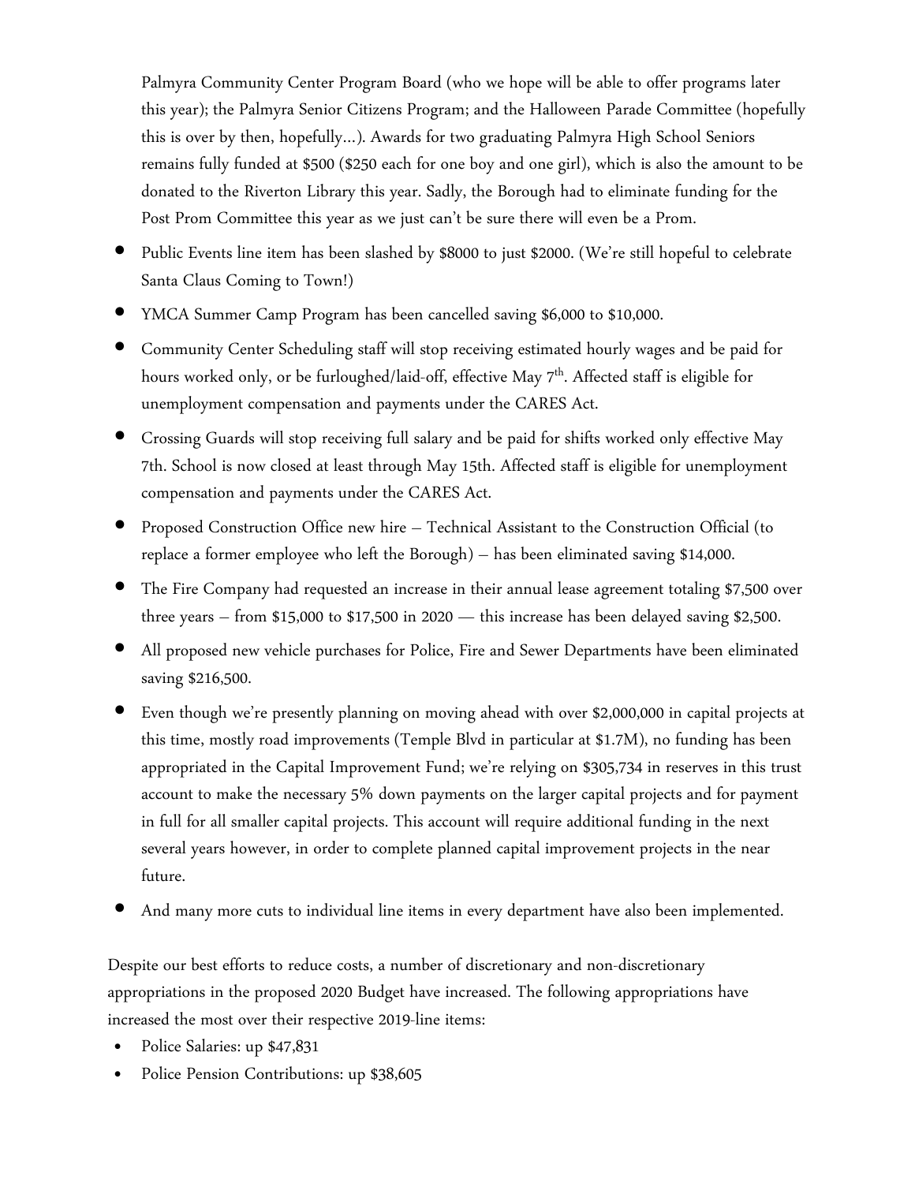Palmyra Community Center Program Board (who we hope will be able to offer programs later this year); the Palmyra Senior Citizens Program; and the Halloween Parade Committee (hopefully this is over by then, hopefully…). Awards for two graduating Palmyra High School Seniors remains fully funded at $500 ($250 each for one boy and one girl), which is also the amount to be donated to the Riverton Library this year. Sadly, the Borough had to eliminate funding for the Post Prom Committee this year as we just can't be sure there will even be a Prom.

- Public Events line item has been slashed by $8000 to just $2000. (We're still hopeful to celebrate Santa Claus Coming to Town!)
- YMCA Summer Camp Program has been cancelled saving $6,000 to $10,000.
- Community Center Scheduling staff will stop receiving estimated hourly wages and be paid for hours worked only, or be furloughed/laid-off, effective May 7th. Affected staff is eligible for unemployment compensation and payments under the CARES Act.
- Crossing Guards will stop receiving full salary and be paid for shifts worked only effective May 7th. School is now closed at least through May 15th. Affected staff is eligible for unemployment compensation and payments under the CARES Act.
- Proposed Construction Office new hire – Technical Assistant to the Construction Official (to replace a former employee who left the Borough) – has been eliminated saving $14,000.
- The Fire Company had requested an increase in their annual lease agreement totaling $7,500 over three years – from $15,000 to $17,500 in 2020 — this increase has been delayed saving $2,500.
- All proposed new vehicle purchases for Police, Fire and Sewer Departments have been eliminated saving $216,500.
- Even though we're presently planning on moving ahead with over $2,000,000 in capital projects at this time, mostly road improvements (Temple Blvd in particular at $1.7M), no funding has been appropriated in the Capital Improvement Fund; we're relying on $305,734 in reserves in this trust account to make the necessary 5% down payments on the larger capital projects and for payment in full for all smaller capital projects. This account will require additional funding in the next several years however, in order to complete planned capital improvement projects in the near future.
- And many more cuts to individual line items in every department have also been implemented.

Despite our best efforts to reduce costs, a number of discretionary and non-discretionary appropriations in the proposed 2020 Budget have increased. The following appropriations have increased the most over their respective 2019-line items:

- Police Salaries: up $47,831
- Police Pension Contributions: up $38,605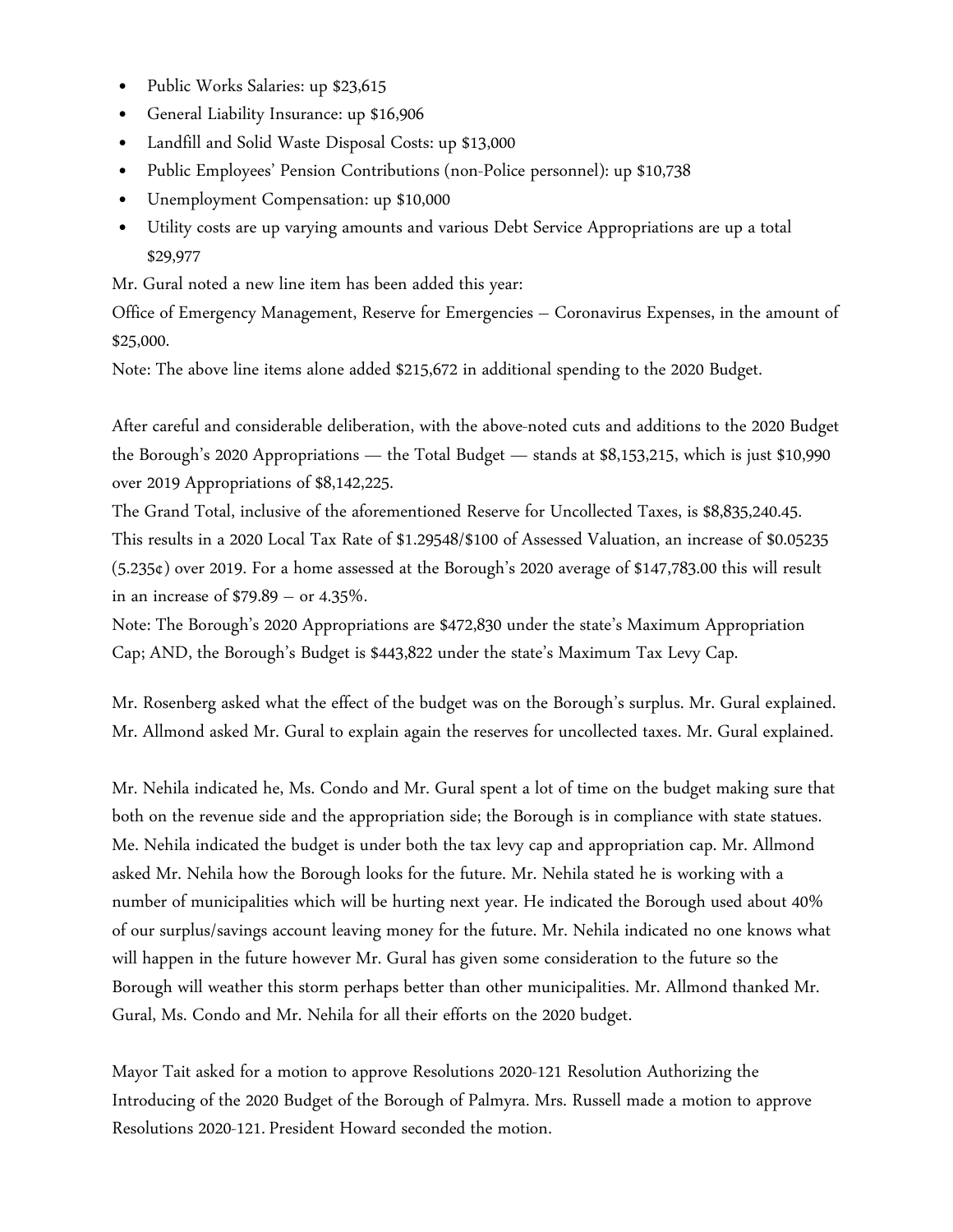- Public Works Salaries: up $23,615
- General Liability Insurance: up $16,906
- Landfill and Solid Waste Disposal Costs: up $13,000
- Public Employees' Pension Contributions (non-Police personnel): up $10,738
- Unemployment Compensation: up $10,000
- Utility costs are up varying amounts and various Debt Service Appropriations are up a total $29,977

Mr. Gural noted a new line item has been added this year:

Office of Emergency Management, Reserve for Emergencies – Coronavirus Expenses, in the amount of $25,000.

Note: The above line items alone added $215,672 in additional spending to the 2020 Budget.

After careful and considerable deliberation, with the above-noted cuts and additions to the 2020 Budget the Borough's 2020 Appropriations — the Total Budget — stands at $8,153,215, which is just $10,990 over 2019 Appropriations of $8,142,225.

The Grand Total, inclusive of the aforementioned Reserve for Uncollected Taxes, is $8,835,240.45. This results in a 2020 Local Tax Rate of $1.29548/$100 of Assessed Valuation, an increase of $0.05235 (5.235¢) over 2019. For a home assessed at the Borough's 2020 average of $147,783.00 this will result in an increase of $79.89 – or 4.35%.

Note: The Borough's 2020 Appropriations are $472,830 under the state's Maximum Appropriation Cap; AND, the Borough's Budget is $443,822 under the state's Maximum Tax Levy Cap.

Mr. Rosenberg asked what the effect of the budget was on the Borough's surplus. Mr. Gural explained. Mr. Allmond asked Mr. Gural to explain again the reserves for uncollected taxes. Mr. Gural explained.

Mr. Nehila indicated he, Ms. Condo and Mr. Gural spent a lot of time on the budget making sure that both on the revenue side and the appropriation side; the Borough is in compliance with state statues. Me. Nehila indicated the budget is under both the tax levy cap and appropriation cap. Mr. Allmond asked Mr. Nehila how the Borough looks for the future. Mr. Nehila stated he is working with a number of municipalities which will be hurting next year. He indicated the Borough used about 40% of our surplus/savings account leaving money for the future. Mr. Nehila indicated no one knows what will happen in the future however Mr. Gural has given some consideration to the future so the Borough will weather this storm perhaps better than other municipalities. Mr. Allmond thanked Mr. Gural, Ms. Condo and Mr. Nehila for all their efforts on the 2020 budget.

Mayor Tait asked for a motion to approve Resolutions 2020-121 Resolution Authorizing the Introducing of the 2020 Budget of the Borough of Palmyra. Mrs. Russell made a motion to approve Resolutions 2020-121. President Howard seconded the motion.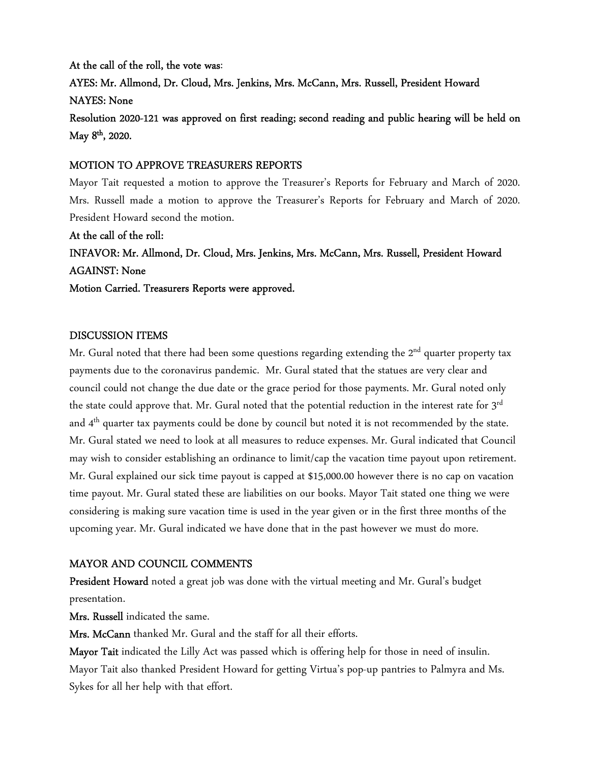**At the call of the roll, the vote was:**

**AYES: Mr. Allmond, Dr. Cloud, Mrs. Jenkins, Mrs. McCann, Mrs. Russell, President Howard**

**NAYES: None**

**Resolution 2020-121 was approved on first reading; second reading and public hearing will be held on May 8th, 2020.**

## MOTION TO APPROVE TREASURERS REPORTS

Mayor Tait requested a motion to approve the Treasurer's Reports for February and March of 2020. Mrs. Russell made a motion to approve the Treasurer's Reports for February and March of 2020. President Howard second the motion.

**At the call of the roll:**

**INFAVOR: Mr. Allmond, Dr. Cloud, Mrs. Jenkins, Mrs. McCann, Mrs. Russell, President Howard**

**AGAINST: None**

**Motion Carried. Treasurers Reports were approved.**

## DISCUSSION ITEMS

Mr. Gural noted that there had been some questions regarding extending the 2nd quarter property tax payments due to the coronavirus pandemic. Mr. Gural stated that the statues are very clear and council could not change the due date or the grace period for those payments. Mr. Gural noted only the state could approve that. Mr. Gural noted that the potential reduction in the interest rate for 3rd and 4th quarter tax payments could be done by council but noted it is not recommended by the state. Mr. Gural stated we need to look at all measures to reduce expenses. Mr. Gural indicated that Council may wish to consider establishing an ordinance to limit/cap the vacation time payout upon retirement. Mr. Gural explained our sick time payout is capped at $15,000.00 however there is no cap on vacation time payout. Mr. Gural stated these are liabilities on our books. Mayor Tait stated one thing we were considering is making sure vacation time is used in the year given or in the first three months of the upcoming year. Mr. Gural indicated we have done that in the past however we must do more.

## MAYOR AND COUNCIL COMMENTS

**President Howard** noted a great job was done with the virtual meeting and Mr. Gural's budget presentation.

**Mrs. Russell** indicated the same.

**Mrs. McCann** thanked Mr. Gural and the staff for all their efforts.

**Mayor Tait** indicated the Lilly Act was passed which is offering help for those in need of insulin. Mayor Tait also thanked President Howard for getting Virtua's pop-up pantries to Palmyra and Ms. Sykes for all her help with that effort.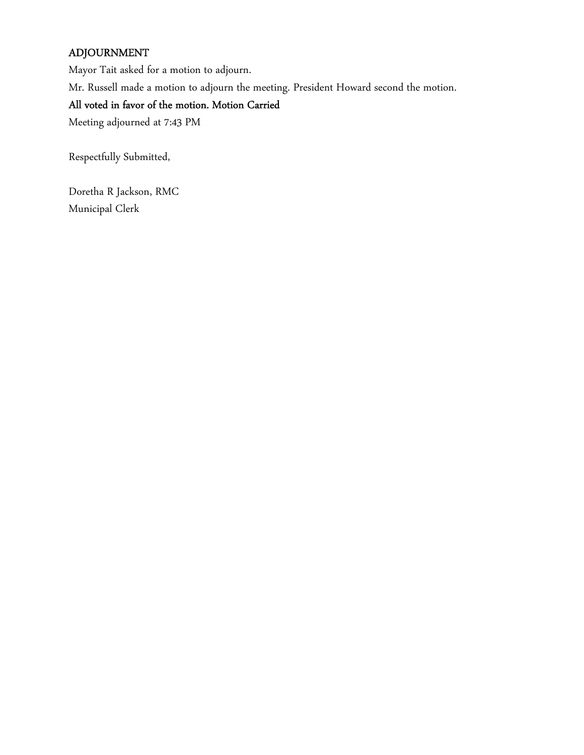## ADJOURNMENT

Mayor Tait asked for a motion to adjourn.

Mr. Russell made a motion to adjourn the meeting. President Howard second the motion.

**All voted in favor of the motion. Motion Carried**

Meeting adjourned at 7:43 PM

Respectfully Submitted,

Doretha R Jackson, RMC
Municipal Clerk